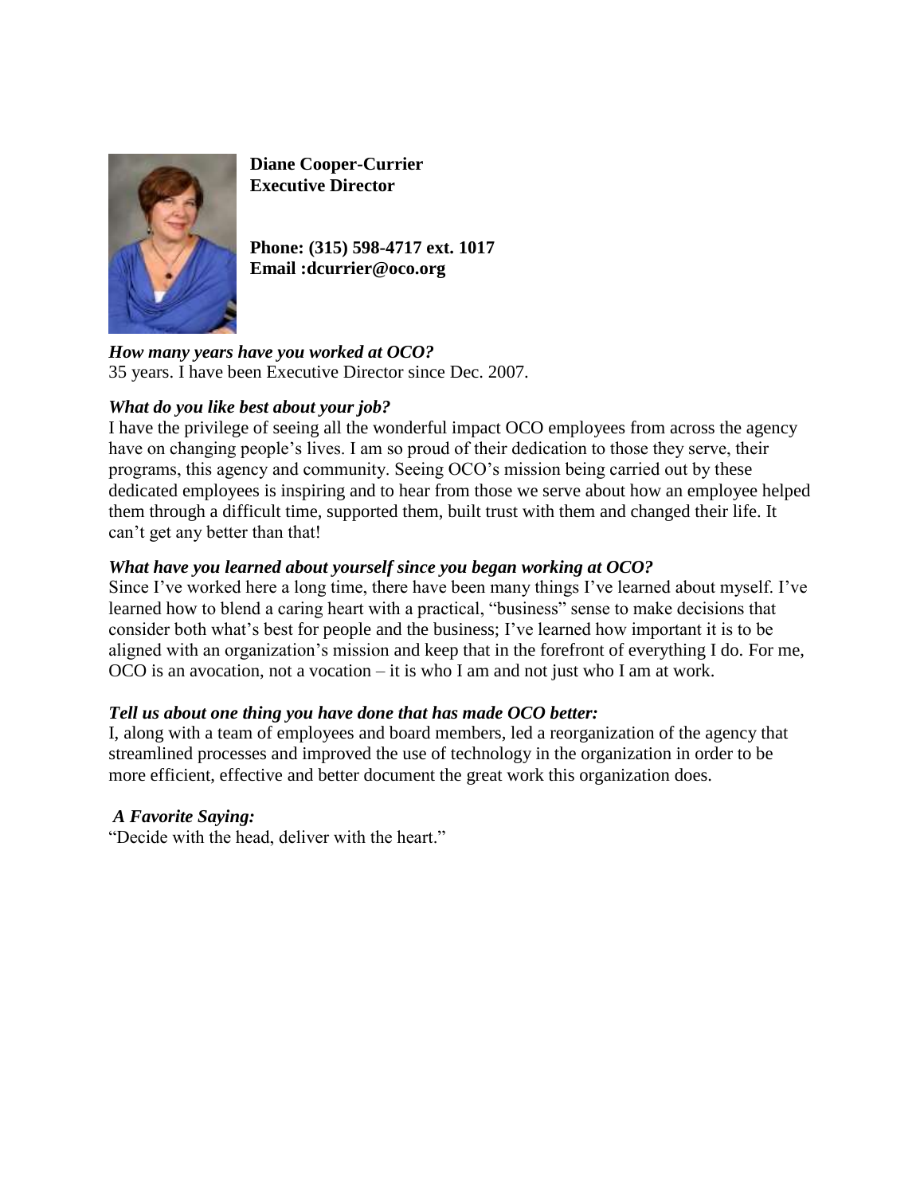**Diane Cooper-Currier**
**Executive Director**

**Phone: (315) 598-4717 ext. 1017**
**Email :dcurrier@oco.org**

***How many years have you worked at OCO?***
35 years. I have been Executive Director since Dec. 2007.

***What do you like best about your job?***
I have the privilege of seeing all the wonderful impact OCO employees from across the agency have on changing people's lives. I am so proud of their dedication to those they serve, their programs, this agency and community. Seeing OCO's mission being carried out by these dedicated employees is inspiring and to hear from those we serve about how an employee helped them through a difficult time, supported them, built trust with them and changed their life. It can't get any better than that!

***What have you learned about yourself since you began working at OCO?***
Since I've worked here a long time, there have been many things I've learned about myself. I've learned how to blend a caring heart with a practical, "business" sense to make decisions that consider both what's best for people and the business; I've learned how important it is to be aligned with an organization's mission and keep that in the forefront of everything I do. For me, OCO is an avocation, not a vocation – it is who I am and not just who I am at work.

***Tell us about one thing you have done that has made OCO better:***
I, along with a team of employees and board members, led a reorganization of the agency that streamlined processes and improved the use of technology in the organization in order to be more efficient, effective and better document the great work this organization does.

***A Favorite Saying:***
"Decide with the head, deliver with the heart."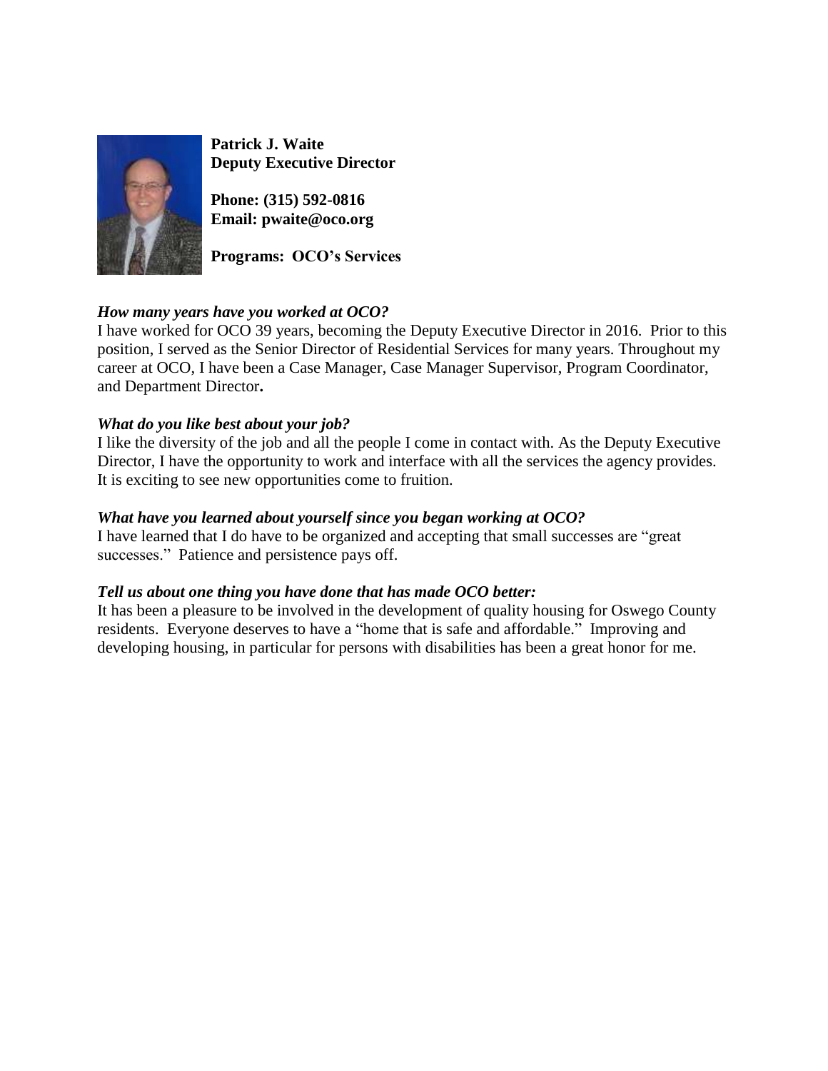**Patrick J. Waite**
**Deputy Executive Director**

**Phone: (315) 592-0816**
**Email: pwaite@oco.org**

**Programs: OCO's Services**

*How many years have you worked at OCO?*

I have worked for OCO 39 years, becoming the Deputy Executive Director in 2016. Prior to this position, I served as the Senior Director of Residential Services for many years. Throughout my career at OCO, I have been a Case Manager, Case Manager Supervisor, Program Coordinator, and Department Director**.**

*What do you like best about your job?*

I like the diversity of the job and all the people I come in contact with. As the Deputy Executive Director, I have the opportunity to work and interface with all the services the agency provides. It is exciting to see new opportunities come to fruition.

*What have you learned about yourself since you began working at OCO?*

I have learned that I do have to be organized and accepting that small successes are "great successes." Patience and persistence pays off.

*Tell us about one thing you have done that has made OCO better:*

It has been a pleasure to be involved in the development of quality housing for Oswego County residents. Everyone deserves to have a "home that is safe and affordable." Improving and developing housing, in particular for persons with disabilities has been a great honor for me.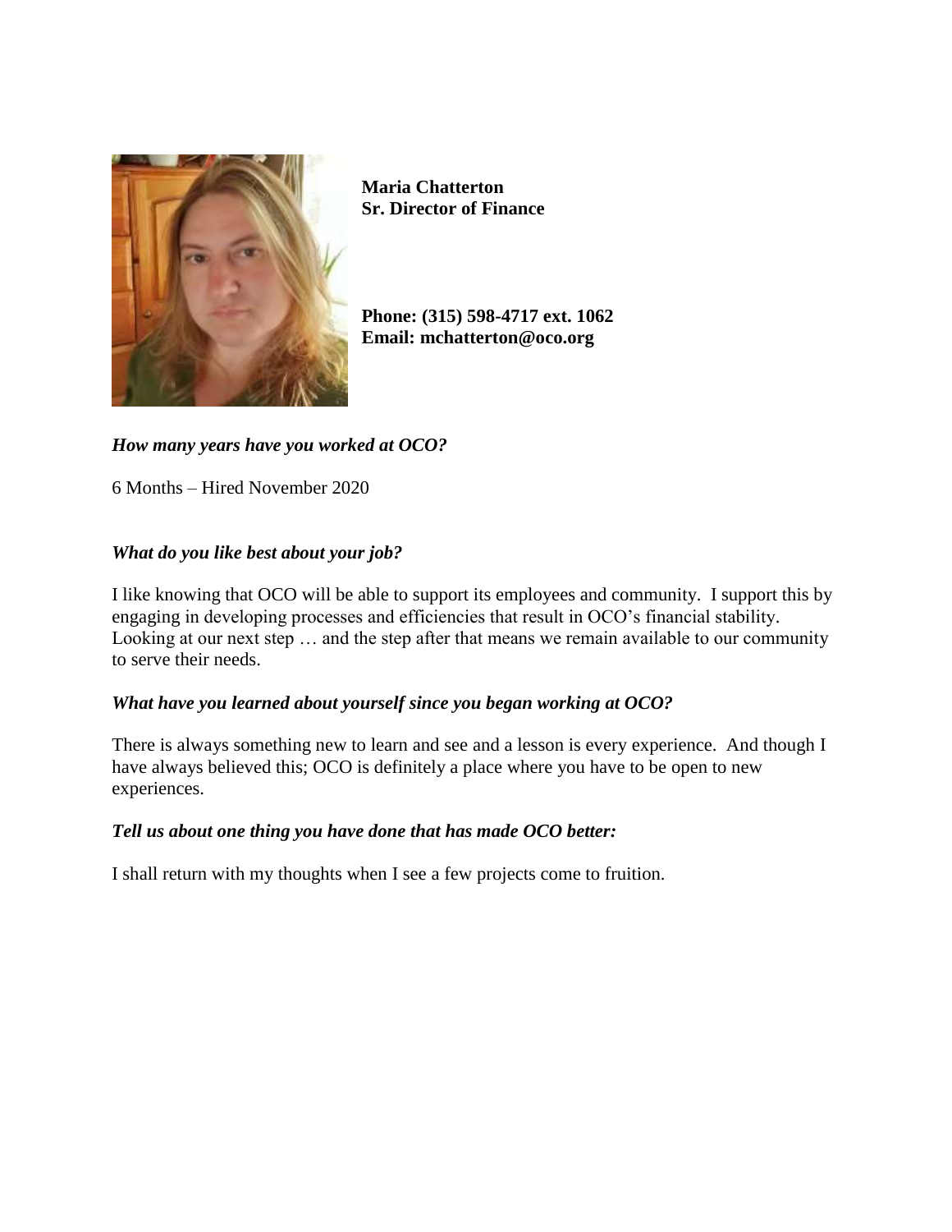**Maria Chatterton**
**Sr. Director of Finance**

**Phone: (315) 598-4717 ext. 1062**
**Email: mchatterton@oco.org**

***How many years have you worked at OCO?***

6 Months – Hired November 2020

***What do you like best about your job?***

I like knowing that OCO will be able to support its employees and community. I support this by engaging in developing processes and efficiencies that result in OCO's financial stability. Looking at our next step … and the step after that means we remain available to our community to serve their needs.

***What have you learned about yourself since you began working at OCO?***

There is always something new to learn and see and a lesson is every experience. And though I have always believed this; OCO is definitely a place where you have to be open to new experiences.

***Tell us about one thing you have done that has made OCO better:***

I shall return with my thoughts when I see a few projects come to fruition.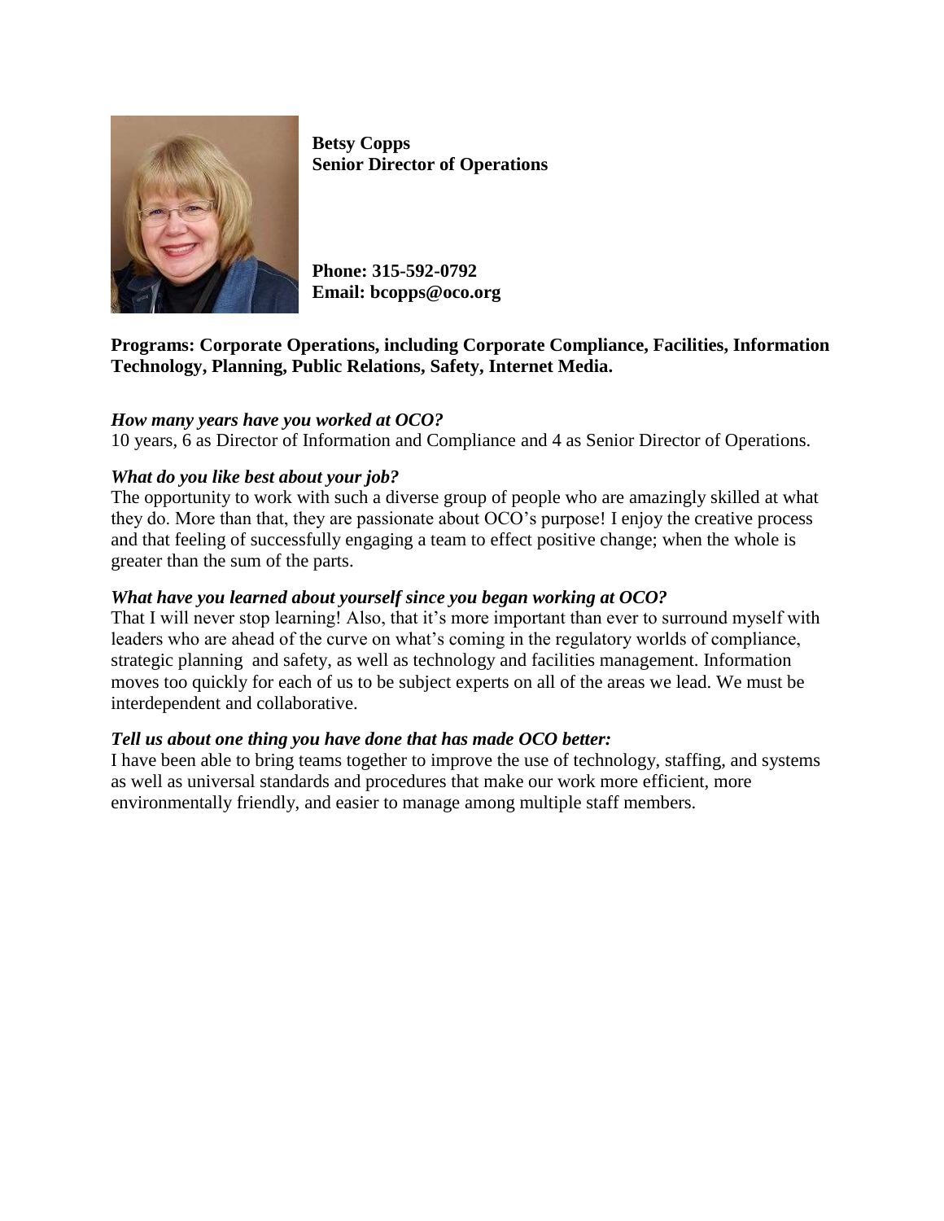**Betsy Copps**
**Senior Director of Operations**

**Phone: 315-592-0792**
**Email: bcopps@oco.org**

**Programs: Corporate Operations, including Corporate Compliance, Facilities, Information Technology, Planning, Public Relations, Safety, Internet Media.**

***How many years have you worked at OCO?***
10 years, 6 as Director of Information and Compliance and 4 as Senior Director of Operations.

***What do you like best about your job?***
The opportunity to work with such a diverse group of people who are amazingly skilled at what they do. More than that, they are passionate about OCO's purpose! I enjoy the creative process and that feeling of successfully engaging a team to effect positive change; when the whole is greater than the sum of the parts.

***What have you learned about yourself since you began working at OCO?***
That I will never stop learning! Also, that it's more important than ever to surround myself with leaders who are ahead of the curve on what's coming in the regulatory worlds of compliance, strategic planning and safety, as well as technology and facilities management. Information moves too quickly for each of us to be subject experts on all of the areas we lead. We must be interdependent and collaborative.

***Tell us about one thing you have done that has made OCO better:***
I have been able to bring teams together to improve the use of technology, staffing, and systems as well as universal standards and procedures that make our work more efficient, more environmentally friendly, and easier to manage among multiple staff members.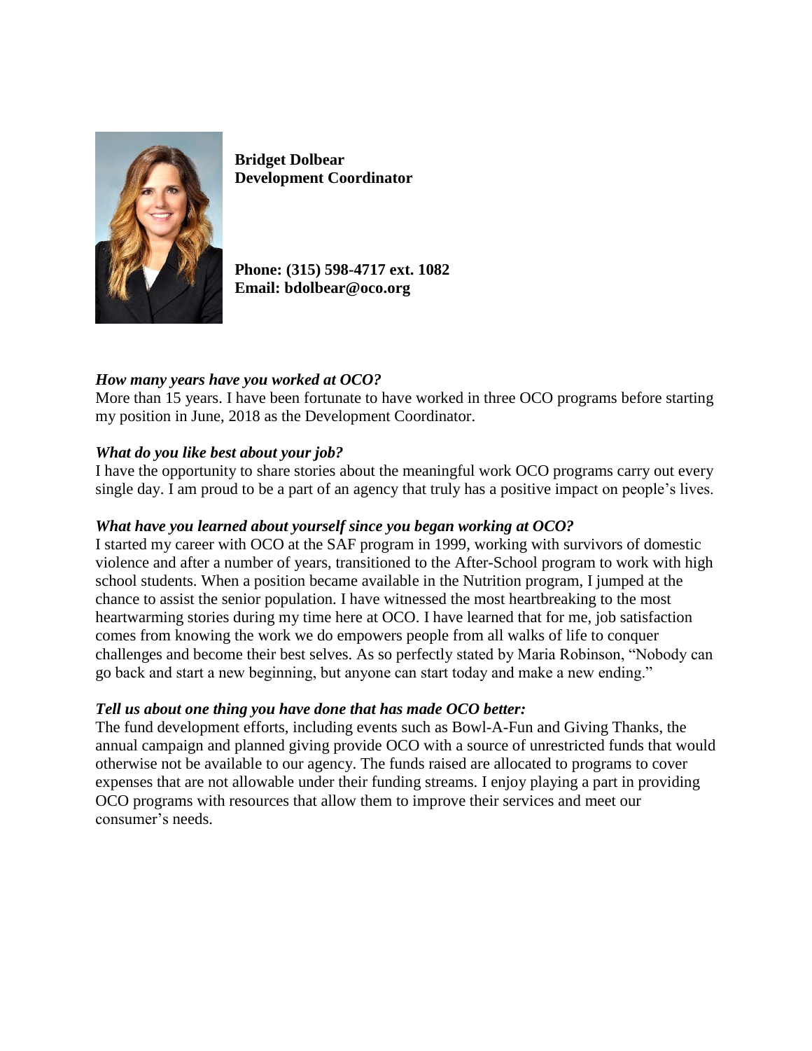**Bridget Dolbear**
**Development Coordinator**

**Phone: (315) 598-4717 ext. 1082**
**Email: bdolbear@oco.org**

***How many years have you worked at OCO?***

More than 15 years. I have been fortunate to have worked in three OCO programs before starting my position in June, 2018 as the Development Coordinator.

***What do you like best about your job?***

I have the opportunity to share stories about the meaningful work OCO programs carry out every single day. I am proud to be a part of an agency that truly has a positive impact on people's lives.

***What have you learned about yourself since you began working at OCO?***

I started my career with OCO at the SAF program in 1999, working with survivors of domestic violence and after a number of years, transitioned to the After-School program to work with high school students. When a position became available in the Nutrition program, I jumped at the chance to assist the senior population. I have witnessed the most heartbreaking to the most heartwarming stories during my time here at OCO. I have learned that for me, job satisfaction comes from knowing the work we do empowers people from all walks of life to conquer challenges and become their best selves. As so perfectly stated by Maria Robinson, "Nobody can go back and start a new beginning, but anyone can start today and make a new ending."

***Tell us about one thing you have done that has made OCO better:***

The fund development efforts, including events such as Bowl-A-Fun and Giving Thanks, the annual campaign and planned giving provide OCO with a source of unrestricted funds that would otherwise not be available to our agency. The funds raised are allocated to programs to cover expenses that are not allowable under their funding streams. I enjoy playing a part in providing OCO programs with resources that allow them to improve their services and meet our consumer's needs.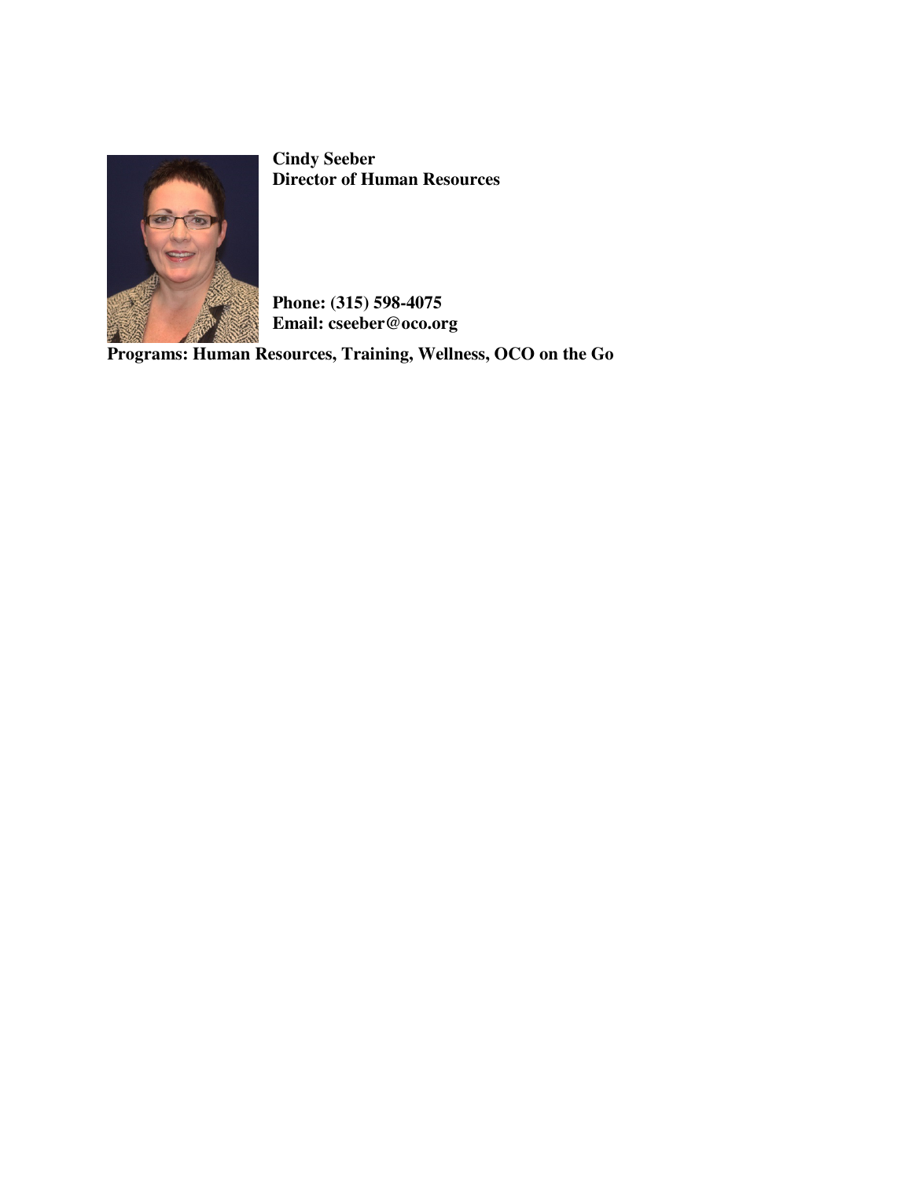**Cindy Seeber**
**Director of Human Resources**

**Phone: (315) 598-4075**
**Email: cseeber@oco.org**

**Programs: Human Resources, Training, Wellness, OCO on the Go**